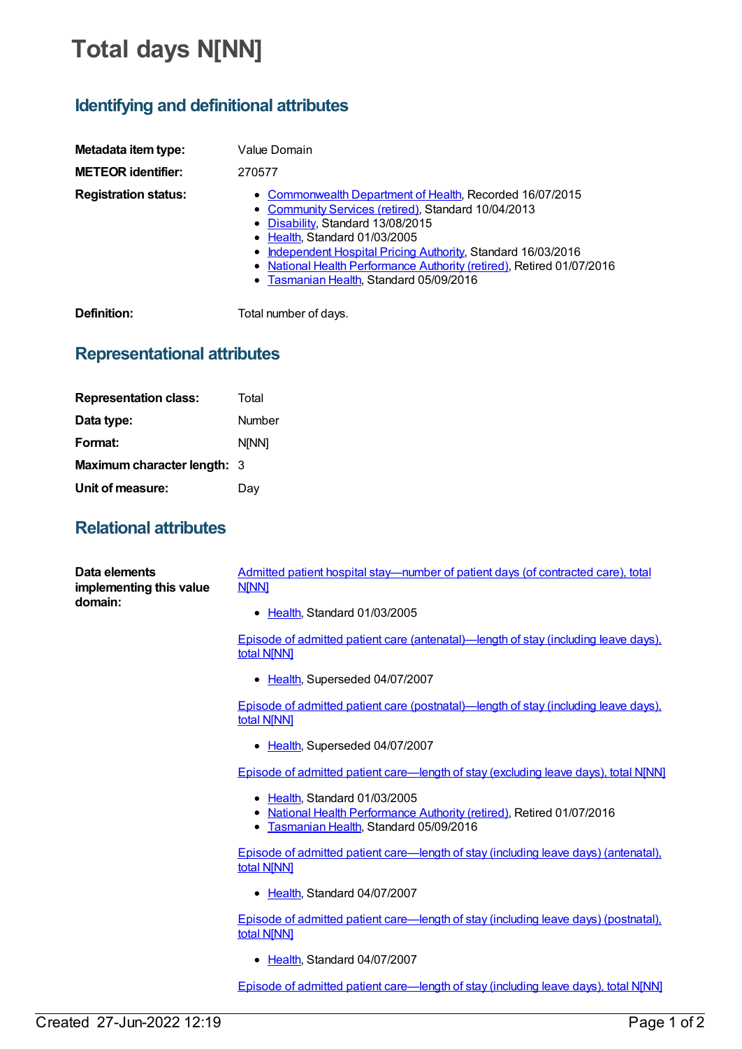# Total days N[NN]

## Identifying and definitional attributes

**Metadata item type:** Value Domain

**METEOR identifier:** 270577

**Registration status:**

- Commonwealth Department of Health, Recorded 16/07/2015
- Community Services (retired), Standard 10/04/2013
- Disability, Standard 13/08/2015
- Health, Standard 01/03/2005
- Independent Hospital Pricing Authority, Standard 16/03/2016
- National Health Performance Authority (retired), Retired 01/07/2016
- Tasmanian Health, Standard 05/09/2016

**Definition:** Total number of days.

## Representational attributes

**Representation class:** Total

**Data type:** Number

**Format:** N[NN]

**Maximum character length:** 3

**Unit of measure:** Day

## Relational attributes

**Data elements implementing this value domain:**

Admitted patient hospital stay—number of patient days (of contracted care), total N[NN]

- Health, Standard 01/03/2005

Episode of admitted patient care (antenatal)—length of stay (including leave days), total N[NN]

- Health, Superseded 04/07/2007

Episode of admitted patient care (postnatal)—length of stay (including leave days), total N[NN]

- Health, Superseded 04/07/2007

Episode of admitted patient care—length of stay (excluding leave days), total N[NN]

- Health, Standard 01/03/2005
- National Health Performance Authority (retired), Retired 01/07/2016
- Tasmanian Health, Standard 05/09/2016

Episode of admitted patient care—length of stay (including leave days) (antenatal), total N[NN]

- Health, Standard 04/07/2007

Episode of admitted patient care—length of stay (including leave days) (postnatal), total N[NN]

- Health, Standard 04/07/2007

Episode of admitted patient care—length of stay (including leave days), total N[NN]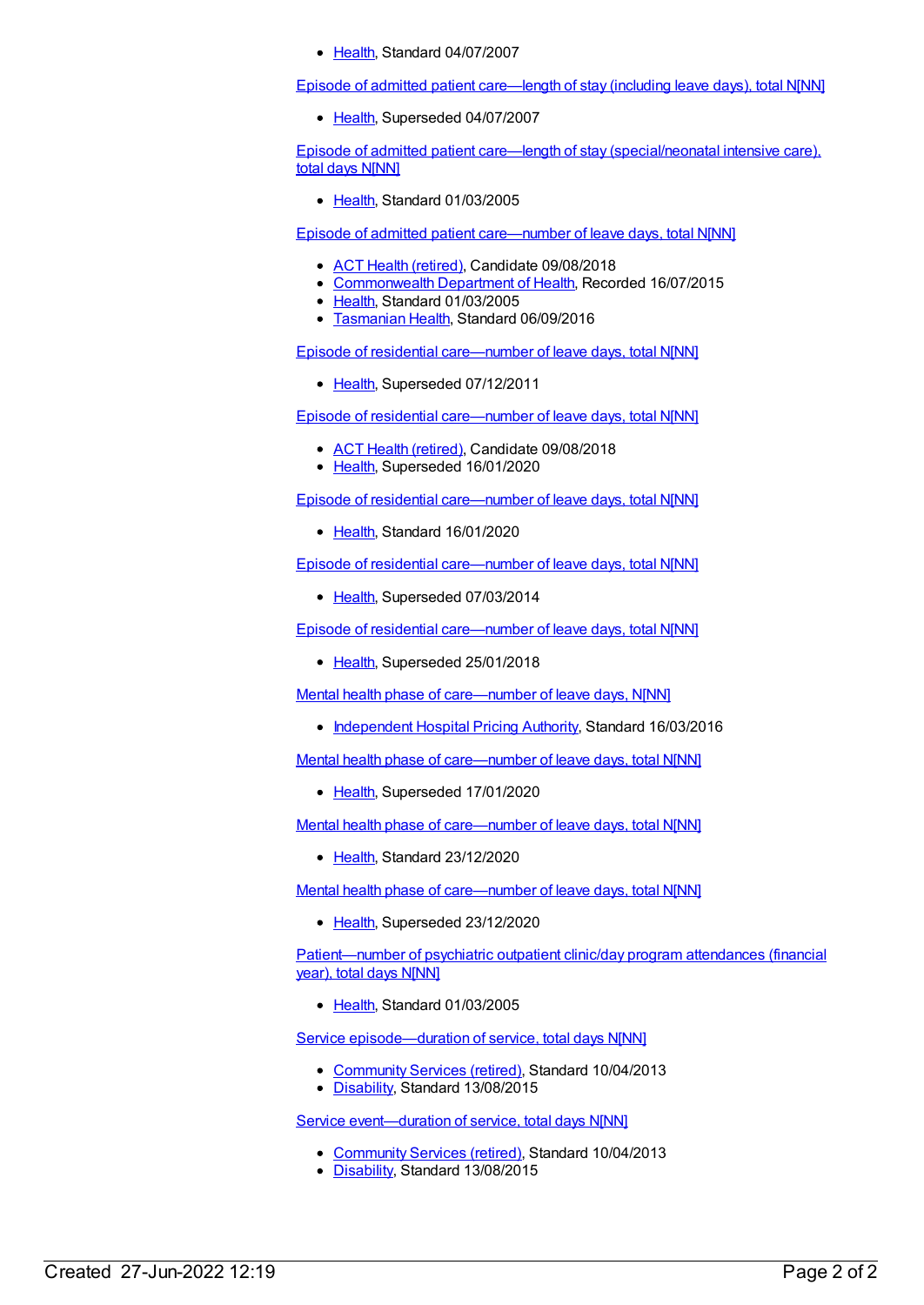- Health, Standard 04/07/2007

Episode of admitted patient care—length of stay (including leave days), total N[NN]

- Health, Superseded 04/07/2007

Episode of admitted patient care—length of stay (special/neonatal intensive care), total days N[NN]

- Health, Standard 01/03/2005

Episode of admitted patient care—number of leave days, total N[NN]

- ACT Health (retired), Candidate 09/08/2018
- Commonwealth Department of Health, Recorded 16/07/2015
- Health, Standard 01/03/2005
- Tasmanian Health, Standard 06/09/2016

Episode of residential care—number of leave days, total N[NN]

- Health, Superseded 07/12/2011

Episode of residential care—number of leave days, total N[NN]

- ACT Health (retired), Candidate 09/08/2018
- Health, Superseded 16/01/2020

Episode of residential care—number of leave days, total N[NN]

- Health, Standard 16/01/2020

Episode of residential care—number of leave days, total N[NN]

- Health, Superseded 07/03/2014

Episode of residential care—number of leave days, total N[NN]

- Health, Superseded 25/01/2018

Mental health phase of care—number of leave days, N[NN]

- Independent Hospital Pricing Authority, Standard 16/03/2016

Mental health phase of care—number of leave days, total N[NN]

- Health, Superseded 17/01/2020

Mental health phase of care—number of leave days, total N[NN]

- Health, Standard 23/12/2020

Mental health phase of care—number of leave days, total N[NN]

- Health, Superseded 23/12/2020

Patient—number of psychiatric outpatient clinic/day program attendances (financial year), total days N[NN]

- Health, Standard 01/03/2005

Service episode—duration of service, total days N[NN]

- Community Services (retired), Standard 10/04/2013
- Disability, Standard 13/08/2015

Service event—duration of service, total days N[NN]

- Community Services (retired), Standard 10/04/2013
- Disability, Standard 13/08/2015